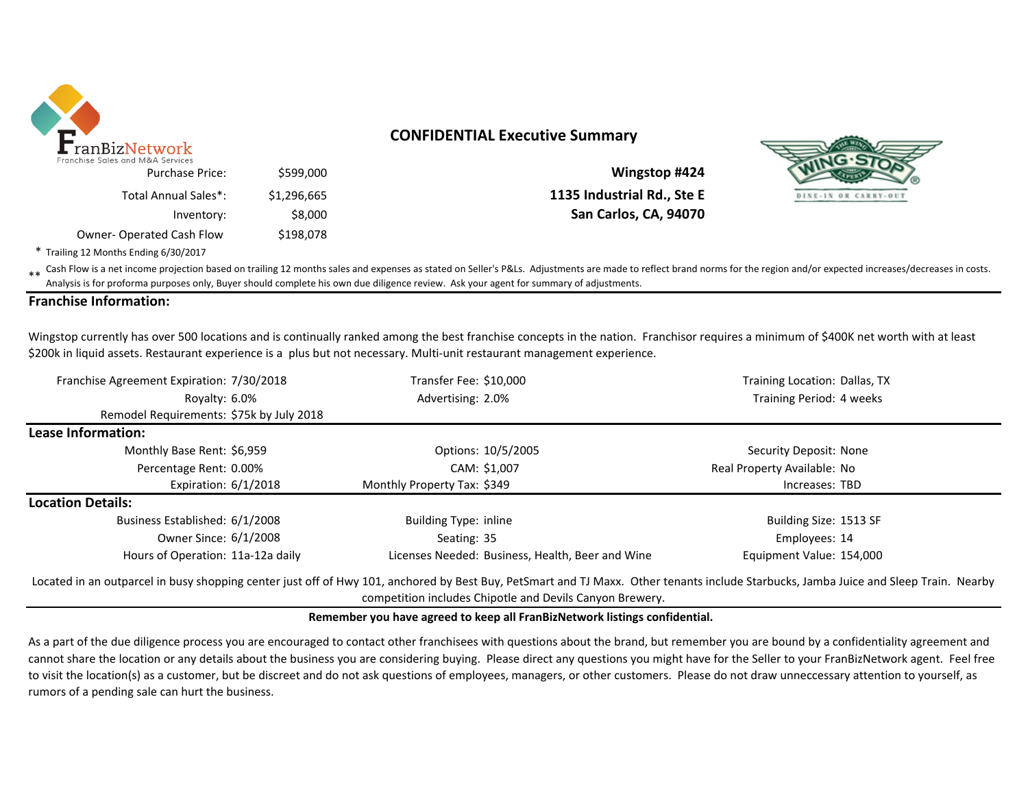FranBizNetwork
Franchise Sales and M&A Services

## CONFIDENTIAL Executive Summary

| | |
|---|---|
| Purchase Price: | $599,000 |
| Total Annual Sales*: | $1,296,665 |
| Inventory: | $8,000 |
| Owner- Operated Cash Flow | $198,078 |

**Wingstop #424**
**1135 Industrial Rd., Ste E**
**San Carlos, CA, 94070**

WING·STOP
DINE-IN OR CARRY-OUT

\* Trailing 12 Months Ending 6/30/2017

** Cash Flow is a net income projection based on trailing 12 months sales and expenses as stated on Seller's P&Ls. Adjustments are made to reflect brand norms for the region and/or expected increases/decreases in costs. Analysis is for proforma purposes only, Buyer should complete his own due diligence review. Ask your agent for summary of adjustments.

### Franchise Information:

Wingstop currently has over 500 locations and is continually ranked among the best franchise concepts in the nation. Franchisor requires a minimum of $400K net worth with at least $200k in liquid assets. Restaurant experience is a plus but not necessary. Multi-unit restaurant management experience.

| | | | | | |
|---|---|---|---|---|---|
| Franchise Agreement Expiration: | 7/30/2018 | Transfer Fee: | $10,000 | Training Location: | Dallas, TX |
| Royalty: | 6.0% | Advertising: | 2.0% | Training Period: | 4 weeks |
| Remodel Requirements: | $75k by July 2018 | | | | |

### Lease Information:

| | | | | | |
|---|---|---|---|---|---|
| Monthly Base Rent: | $6,959 | Options: | 10/5/2005 | Security Deposit: | None |
| Percentage Rent: | 0.00% | CAM: | $1,007 | Real Property Available: | No |
| Expiration: | 6/1/2018 | Monthly Property Tax: | $349 | Increases: | TBD |

### Location Details:

| | | | | | |
|---|---|---|---|---|---|
| Business Established: | 6/1/2008 | Building Type: | inline | Building Size: | 1513 SF |
| Owner Since: | 6/1/2008 | Seating: | 35 | Employees: | 14 |
| Hours of Operation: | 11a-12a daily | Licenses Needed: | Business, Health, Beer and Wine | Equipment Value: | 154,000 |

Located in an outparcel in busy shopping center just off of Hwy 101, anchored by Best Buy, PetSmart and TJ Maxx. Other tenants include Starbucks, Jamba Juice and Sleep Train. Nearby competition includes Chipotle and Devils Canyon Brewery.

**Remember you have agreed to keep all FranBizNetwork listings confidential.**

As a part of the due diligence process you are encouraged to contact other franchisees with questions about the brand, but remember you are bound by a confidentiality agreement and cannot share the location or any details about the business you are considering buying. Please direct any questions you might have for the Seller to your FranBizNetwork agent. Feel free to visit the location(s) as a customer, but be discreet and do not ask questions of employees, managers, or other customers. Please do not draw unneccessary attention to yourself, as rumors of a pending sale can hurt the business.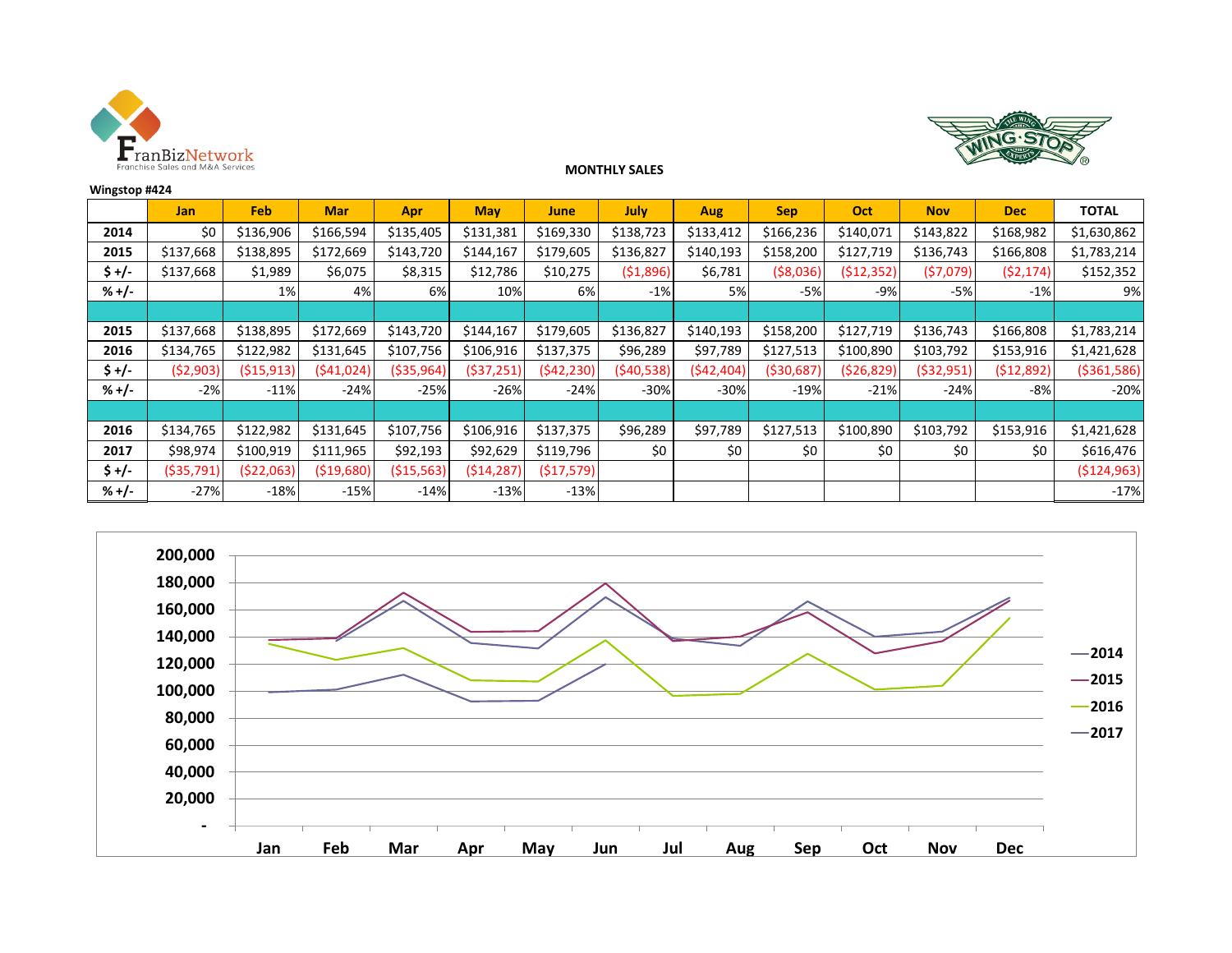**MONTHLY SALES**

**Wingstop #424**

| | Jan | Feb | Mar | Apr | May | June | July | Aug | Sep | Oct | Nov | Dec | TOTAL |
|---|---|---|---|---|---|---|---|---|---|---|---|---|---|
| **2014** | $0 | $136,906 | $166,594 | $135,405 | $131,381 | $169,330 | $138,723 | $133,412 | $166,236 | $140,071 | $143,822 | $168,982 | $1,630,862 |
| **2015** | $137,668 | $138,895 | $172,669 | $143,720 | $144,167 | $179,605 | $136,827 | $140,193 | $158,200 | $127,719 | $136,743 | $166,808 | $1,783,214 |
| **$ +/-** | $137,668 | $1,989 | $6,075 | $8,315 | $12,786 | $10,275 | ($1,896) | $6,781 | ($8,036) | ($12,352) | ($7,079) | ($2,174) | $152,352 |
| **% +/-** | | 1% | 4% | 6% | 10% | 6% | -1% | 5% | -5% | -9% | -5% | -1% | 9% |
| | | | | | | | | | | | | | |
| **2015** | $137,668 | $138,895 | $172,669 | $143,720 | $144,167 | $179,605 | $136,827 | $140,193 | $158,200 | $127,719 | $136,743 | $166,808 | $1,783,214 |
| **2016** | $134,765 | $122,982 | $131,645 | $107,756 | $106,916 | $137,375 | $96,289 | $97,789 | $127,513 | $100,890 | $103,792 | $153,916 | $1,421,628 |
| **$ +/-** | ($2,903) | ($15,913) | ($41,024) | ($35,964) | ($37,251) | ($42,230) | ($40,538) | ($42,404) | ($30,687) | ($26,829) | ($32,951) | ($12,892) | ($361,586) |
| **% +/-** | -2% | -11% | -24% | -25% | -26% | -24% | -30% | -30% | -19% | -21% | -24% | -8% | -20% |
| | | | | | | | | | | | | | |
| **2016** | $134,765 | $122,982 | $131,645 | $107,756 | $106,916 | $137,375 | $96,289 | $97,789 | $127,513 | $100,890 | $103,792 | $153,916 | $1,421,628 |
| **2017** | $98,974 | $100,919 | $111,965 | $92,193 | $92,629 | $119,796 | $0 | $0 | $0 | $0 | $0 | $0 | $616,476 |
| **$ +/-** | ($35,791) | ($22,063) | ($19,680) | ($15,563) | ($14,287) | ($17,579) | | | | | | | ($124,963) |
| **% +/-** | -27% | -18% | -15% | -14% | -13% | -13% | | | | | | | -17% |

200,000
180,000
160,000
140,000
120,000
100,000
80,000
60,000
40,000
20,000
-

Jan Feb Mar Apr May Jun Jul Aug Sep Oct Nov Dec

2014
2015
2016
2017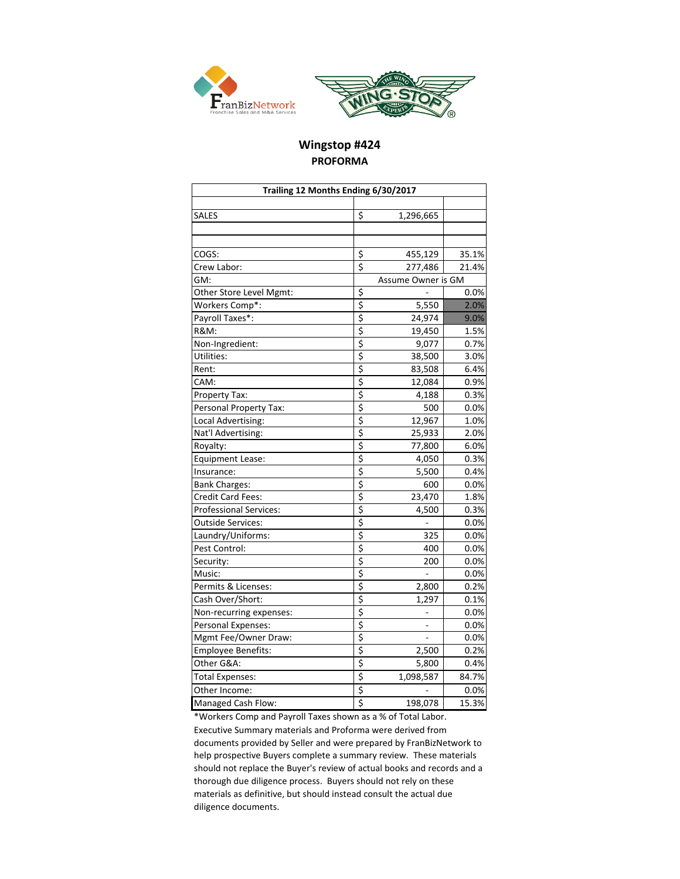# Wingstop #424

## PROFORMA

| Trailing 12 Months Ending 6/30/2017 | | | |
|---|---|---|---|
| | | | |
| SALES | $ | 1,296,665 | |
| | | | |
| | | | |
| COGS: | $ | 455,129 | 35.1% |
| Crew Labor: | $ | 277,486 | 21.4% |
| GM: | Assume Owner is GM | | |
| Other Store Level Mgmt: | $ | - | 0.0% |
| Workers Comp*: | $ | 5,550 | 2.0% |
| Payroll Taxes*: | $ | 24,974 | 9.0% |
| R&M: | $ | 19,450 | 1.5% |
| Non-Ingredient: | $ | 9,077 | 0.7% |
| Utilities: | $ | 38,500 | 3.0% |
| Rent: | $ | 83,508 | 6.4% |
| CAM: | $ | 12,084 | 0.9% |
| Property Tax: | $ | 4,188 | 0.3% |
| Personal Property Tax: | $ | 500 | 0.0% |
| Local Advertising: | $ | 12,967 | 1.0% |
| Nat'l Advertising: | $ | 25,933 | 2.0% |
| Royalty: | $ | 77,800 | 6.0% |
| Equipment Lease: | $ | 4,050 | 0.3% |
| Insurance: | $ | 5,500 | 0.4% |
| Bank Charges: | $ | 600 | 0.0% |
| Credit Card Fees: | $ | 23,470 | 1.8% |
| Professional Services: | $ | 4,500 | 0.3% |
| Outside Services: | $ | - | 0.0% |
| Laundry/Uniforms: | $ | 325 | 0.0% |
| Pest Control: | $ | 400 | 0.0% |
| Security: | $ | 200 | 0.0% |
| Music: | $ | - | 0.0% |
| Permits & Licenses: | $ | 2,800 | 0.2% |
| Cash Over/Short: | $ | 1,297 | 0.1% |
| Non-recurring expenses: | $ | - | 0.0% |
| Personal Expenses: | $ | - | 0.0% |
| Mgmt Fee/Owner Draw: | $ | - | 0.0% |
| Employee Benefits: | $ | 2,500 | 0.2% |
| Other G&A: | $ | 5,800 | 0.4% |
| Total Expenses: | $ | 1,098,587 | 84.7% |
| Other Income: | $ | - | 0.0% |
| Managed Cash Flow: | $ | 198,078 | 15.3% |

*Workers Comp and Payroll Taxes shown as a % of Total Labor.

Executive Summary materials and Proforma were derived from documents provided by Seller and were prepared by FranBizNetwork to help prospective Buyers complete a summary review. These materials should not replace the Buyer's review of actual books and records and a thorough due diligence process. Buyers should not rely on these materials as definitive, but should instead consult the actual due diligence documents.